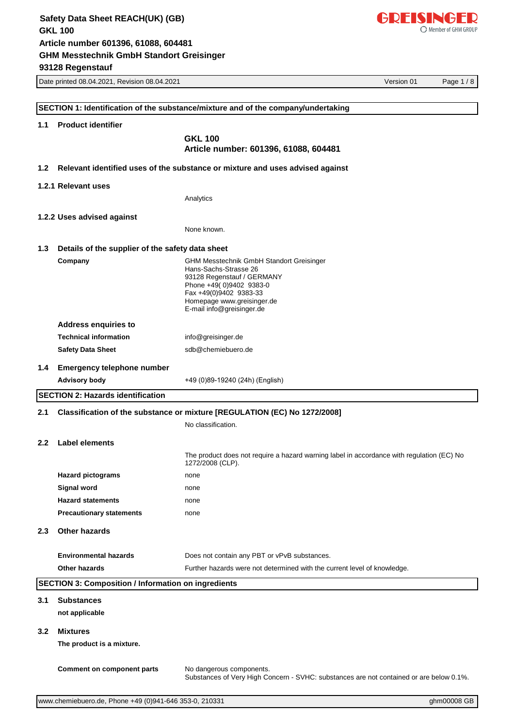# SECTION 1: Identification of the substance/mixture and of the company/undertaking

## 1.1 Product identifier

**GKL 100**
**Article number: 601396, 61088, 604481**

## 1.2 Relevant identified uses of the substance or mixture and uses advised against

### 1.2.1 Relevant uses

Analytics

### 1.2.2 Uses advised against

None known.

## 1.3 Details of the supplier of the safety data sheet

**Company**

GHM Messtechnik GmbH Standort Greisinger
Hans-Sachs-Strasse 26
93128 Regenstauf / GERMANY
Phone +49( 0)9402 9383-0
Fax +49(0)9402 9383-33
Homepage www.greisinger.de
E-mail info@greisinger.de

**Address enquiries to**

| | |
|---|---|
| **Technical information** | info@greisinger.de |
| **Safety Data Sheet** | sdb@chemiebuero.de |

## 1.4 Emergency telephone number

| | |
|---|---|
| **Advisory body** | +49 (0)89-19240 (24h) (English) |

# SECTION 2: Hazards identification

## 2.1 Classification of the substance or mixture [REGULATION (EC) No 1272/2008]

No classification.

## 2.2 Label elements

The product does not require a hazard warning label in accordance with regulation (EC) No 1272/2008 (CLP).

| | |
|---|---|
| **Hazard pictograms** | none |
| **Signal word** | none |
| **Hazard statements** | none |
| **Precautionary statements** | none |

## 2.3 Other hazards

| | |
|---|---|
| **Environmental hazards** | Does not contain any PBT or vPvB substances. |
| **Other hazards** | Further hazards were not determined with the current level of knowledge. |

# SECTION 3: Composition / Information on ingredients

## 3.1 Substances

**not applicable**

## 3.2 Mixtures

**The product is a mixture.**

**Comment on component parts**

No dangerous components.
Substances of Very High Concern - SVHC: substances are not contained or are below 0.1%.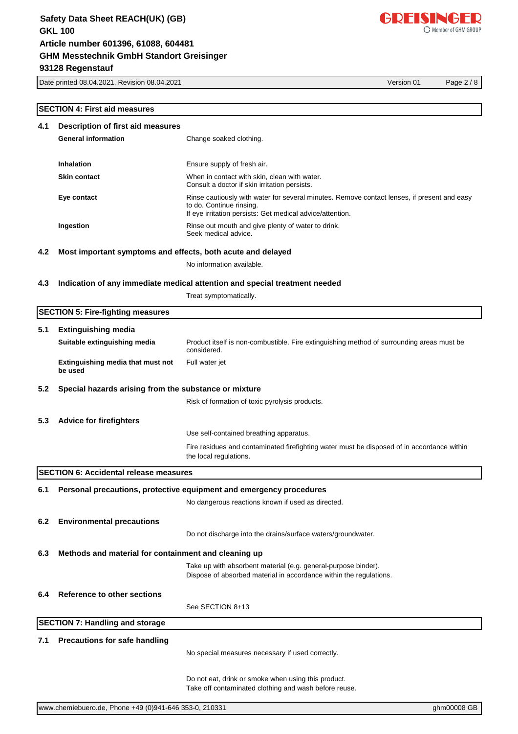## SECTION 4: First aid measures

### 4.1 Description of first aid measures

**General information**

Change soaked clothing.

**Inhalation**

Ensure supply of fresh air.

**Skin contact**

When in contact with skin, clean with water.
Consult a doctor if skin irritation persists.

**Eye contact**

Rinse cautiously with water for several minutes. Remove contact lenses, if present and easy to do. Continue rinsing.
If eye irritation persists: Get medical advice/attention.

**Ingestion**

Rinse out mouth and give plenty of water to drink.
Seek medical advice.

### 4.2 Most important symptoms and effects, both acute and delayed

No information available.

### 4.3 Indication of any immediate medical attention and special treatment needed

Treat symptomatically.

## SECTION 5: Fire-fighting measures

### 5.1 Extinguishing media

**Suitable extinguishing media**

Product itself is non-combustible. Fire extinguishing method of surrounding areas must be considered.

**Extinguishing media that must not be used**

Full water jet

### 5.2 Special hazards arising from the substance or mixture

Risk of formation of toxic pyrolysis products.

### 5.3 Advice for firefighters

Use self-contained breathing apparatus.

Fire residues and contaminated firefighting water must be disposed of in accordance within the local regulations.

## SECTION 6: Accidental release measures

### 6.1 Personal precautions, protective equipment and emergency procedures

No dangerous reactions known if used as directed.

### 6.2 Environmental precautions

Do not discharge into the drains/surface waters/groundwater.

### 6.3 Methods and material for containment and cleaning up

Take up with absorbent material (e.g. general-purpose binder).
Dispose of absorbed material in accordance within the regulations.

### 6.4 Reference to other sections

See SECTION 8+13

## SECTION 7: Handling and storage

### 7.1 Precautions for safe handling

No special measures necessary if used correctly.

Do not eat, drink or smoke when using this product.
Take off contaminated clothing and wash before reuse.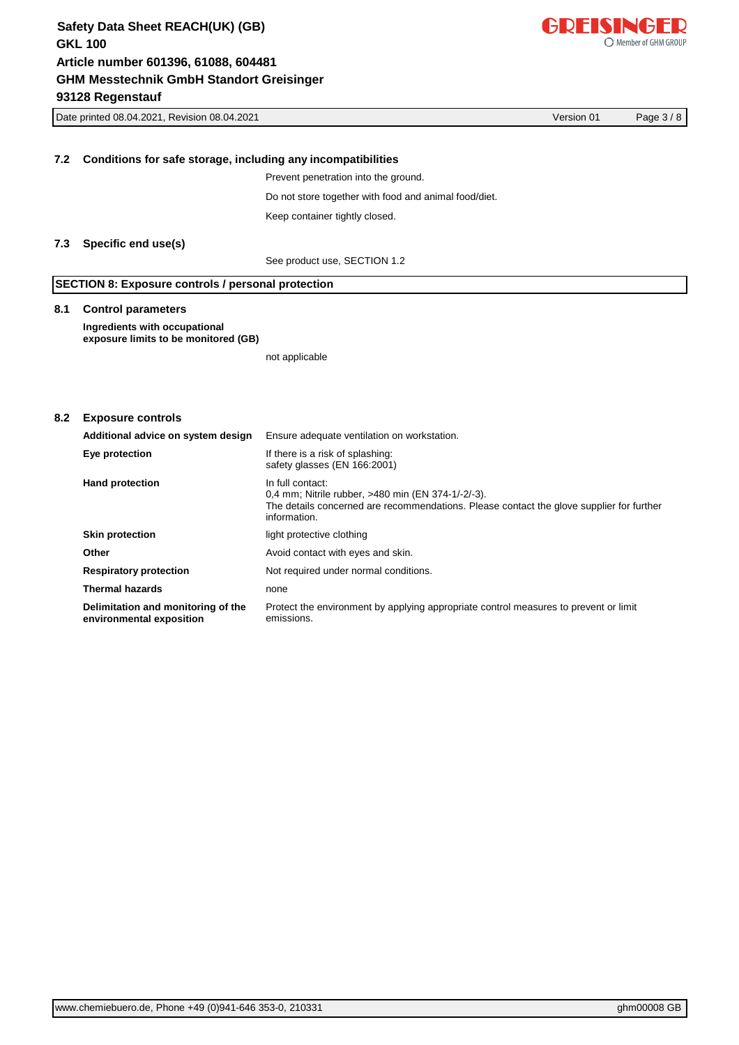### 7.2 Conditions for safe storage, including any incompatibilities

Prevent penetration into the ground.

Do not store together with food and animal food/diet.

Keep container tightly closed.

### 7.3 Specific end use(s)

See product use, SECTION 1.2

## SECTION 8: Exposure controls / personal protection

### 8.1 Control parameters

**Ingredients with occupational exposure limits to be monitored (GB)**

not applicable

### 8.2 Exposure controls

| | |
|---|---|
| **Additional advice on system design** | Ensure adequate ventilation on workstation. |
| **Eye protection** | If there is a risk of splashing: safety glasses (EN 166:2001) |
| **Hand protection** | In full contact: 0,4 mm; Nitrile rubber, >480 min (EN 374-1/-2/-3). The details concerned are recommendations. Please contact the glove supplier for further information. |
| **Skin protection** | light protective clothing |
| **Other** | Avoid contact with eyes and skin. |
| **Respiratory protection** | Not required under normal conditions. |
| **Thermal hazards** | none |
| **Delimitation and monitoring of the environmental exposition** | Protect the environment by applying appropriate control measures to prevent or limit emissions. |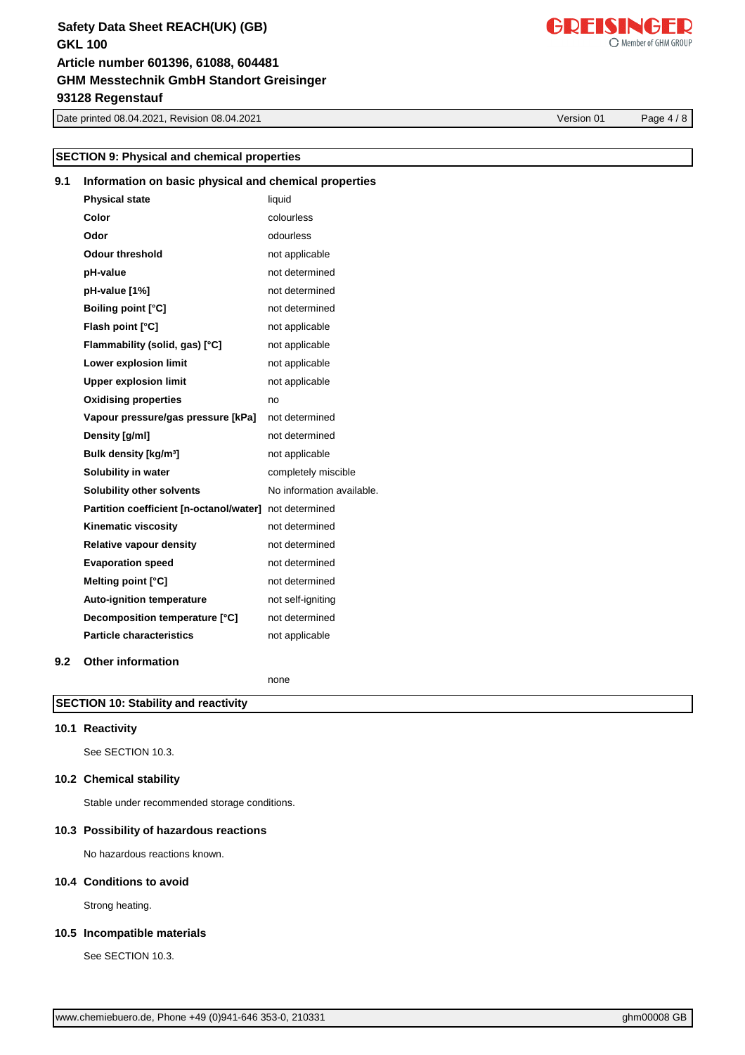## SECTION 9: Physical and chemical properties

### 9.1 Information on basic physical and chemical properties

| | |
|---|---|
| **Physical state** | liquid |
| **Color** | colourless |
| **Odor** | odourless |
| **Odour threshold** | not applicable |
| **pH-value** | not determined |
| **pH-value [1%]** | not determined |
| **Boiling point [°C]** | not determined |
| **Flash point [°C]** | not applicable |
| **Flammability (solid, gas) [°C]** | not applicable |
| **Lower explosion limit** | not applicable |
| **Upper explosion limit** | not applicable |
| **Oxidising properties** | no |
| **Vapour pressure/gas pressure [kPa]** | not determined |
| **Density [g/ml]** | not determined |
| **Bulk density [kg/m³]** | not applicable |
| **Solubility in water** | completely miscible |
| **Solubility other solvents** | No information available. |
| **Partition coefficient [n-octanol/water]** | not determined |
| **Kinematic viscosity** | not determined |
| **Relative vapour density** | not determined |
| **Evaporation speed** | not determined |
| **Melting point [°C]** | not determined |
| **Auto-ignition temperature** | not self-igniting |
| **Decomposition temperature [°C]** | not determined |
| **Particle characteristics** | not applicable |

### 9.2 Other information

none

## SECTION 10: Stability and reactivity

### 10.1 Reactivity

See SECTION 10.3.

### 10.2 Chemical stability

Stable under recommended storage conditions.

### 10.3 Possibility of hazardous reactions

No hazardous reactions known.

### 10.4 Conditions to avoid

Strong heating.

### 10.5 Incompatible materials

See SECTION 10.3.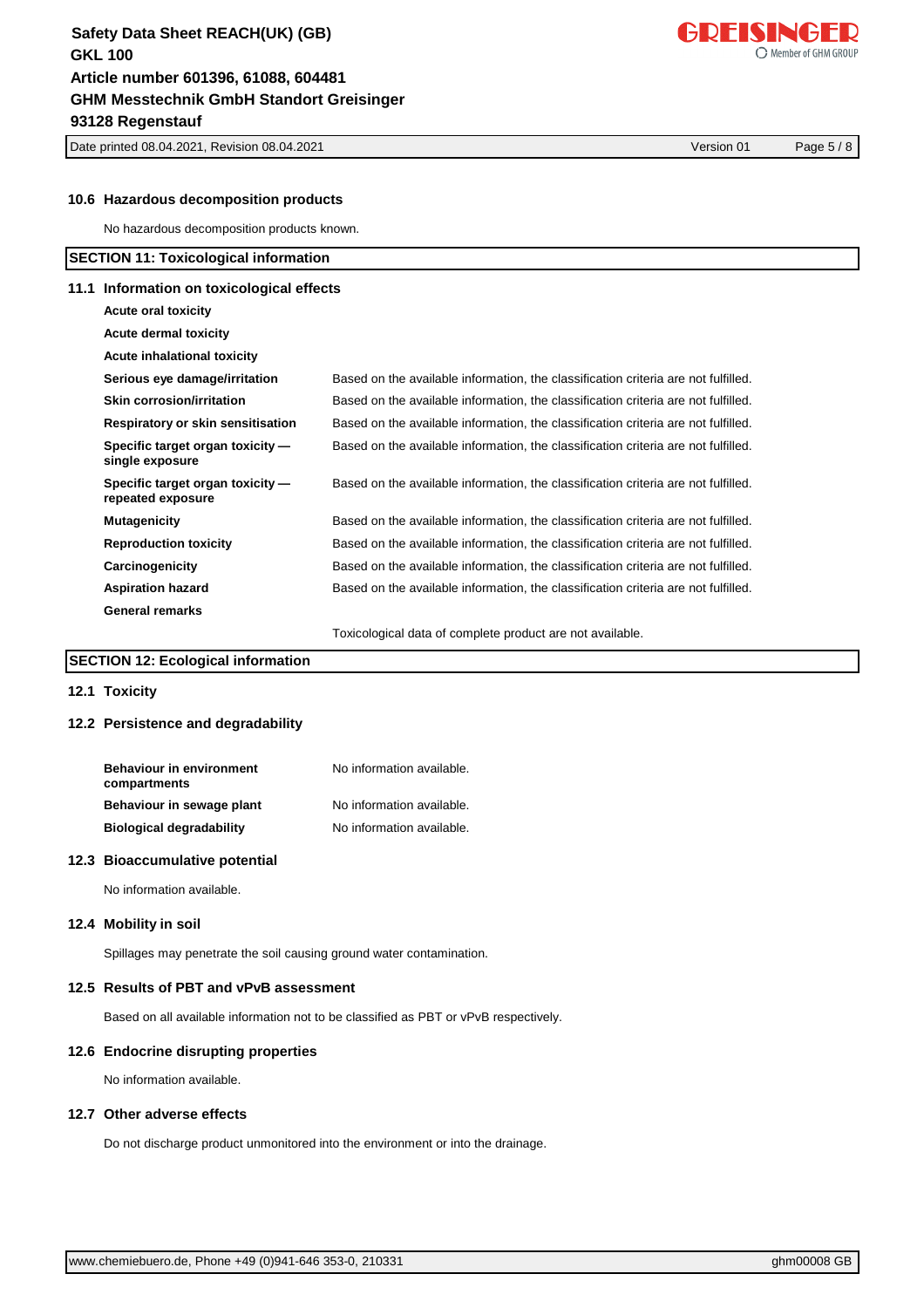### 10.6 Hazardous decomposition products

No hazardous decomposition products known.

## SECTION 11: Toxicological information

### 11.1 Information on toxicological effects

| | |
|---|---|
| **Acute oral toxicity** | |
| **Acute dermal toxicity** | |
| **Acute inhalational toxicity** | |
| **Serious eye damage/irritation** | Based on the available information, the classification criteria are not fulfilled. |
| **Skin corrosion/irritation** | Based on the available information, the classification criteria are not fulfilled. |
| **Respiratory or skin sensitisation** | Based on the available information, the classification criteria are not fulfilled. |
| **Specific target organ toxicity — single exposure** | Based on the available information, the classification criteria are not fulfilled. |
| **Specific target organ toxicity — repeated exposure** | Based on the available information, the classification criteria are not fulfilled. |
| **Mutagenicity** | Based on the available information, the classification criteria are not fulfilled. |
| **Reproduction toxicity** | Based on the available information, the classification criteria are not fulfilled. |
| **Carcinogenicity** | Based on the available information, the classification criteria are not fulfilled. |
| **Aspiration hazard** | Based on the available information, the classification criteria are not fulfilled. |
| **General remarks** | |

Toxicological data of complete product are not available.

## SECTION 12: Ecological information

### 12.1 Toxicity

### 12.2 Persistence and degradability

| | |
|---|---|
| **Behaviour in environment compartments** | No information available. |
| **Behaviour in sewage plant** | No information available. |
| **Biological degradability** | No information available. |

### 12.3 Bioaccumulative potential

No information available.

### 12.4 Mobility in soil

Spillages may penetrate the soil causing ground water contamination.

### 12.5 Results of PBT and vPvB assessment

Based on all available information not to be classified as PBT or vPvB respectively.

### 12.6 Endocrine disrupting properties

No information available.

### 12.7 Other adverse effects

Do not discharge product unmonitored into the environment or into the drainage.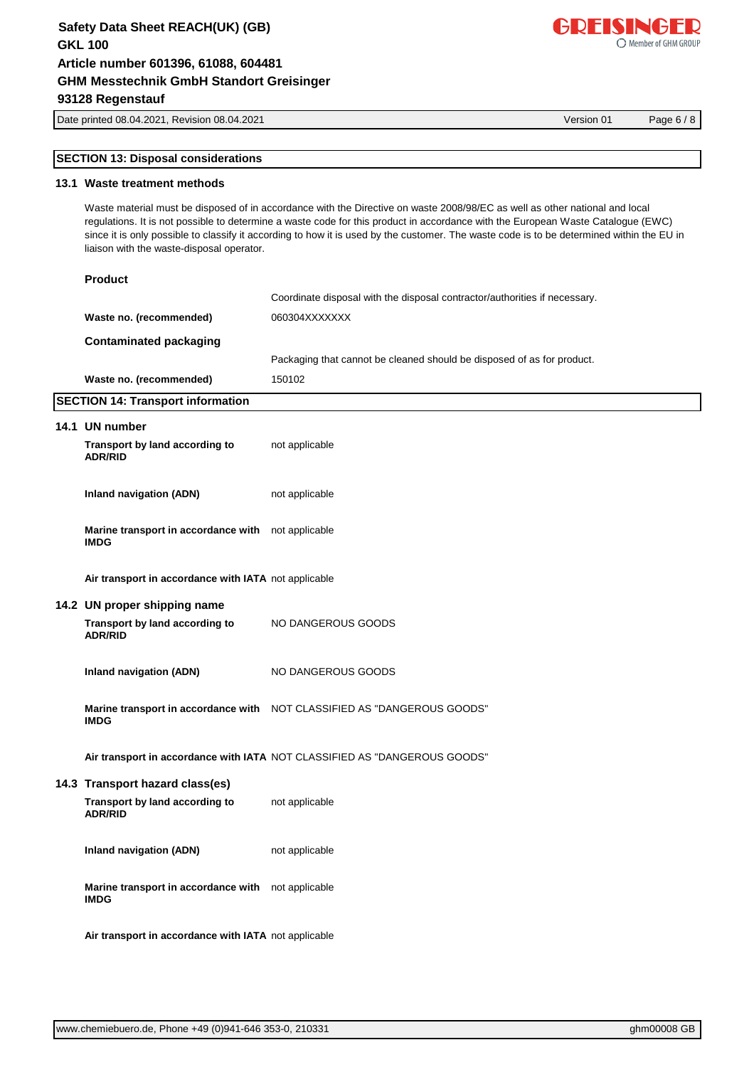## SECTION 13: Disposal considerations

### 13.1 Waste treatment methods

Waste material must be disposed of in accordance with the Directive on waste 2008/98/EC as well as other national and local regulations. It is not possible to determine a waste code for this product in accordance with the European Waste Catalogue (EWC) since it is only possible to classify it according to how it is used by the customer. The waste code is to be determined within the EU in liaison with the waste-disposal operator.

**Product**

Coordinate disposal with the disposal contractor/authorities if necessary.

**Waste no. (recommended)** 060304XXXXXXX

**Contaminated packaging**

Packaging that cannot be cleaned should be disposed of as for product.

**Waste no. (recommended)** 150102

## SECTION 14: Transport information

### 14.1 UN number

**Transport by land according to ADR/RID** not applicable

**Inland navigation (ADN)** not applicable

**Marine transport in accordance with IMDG** not applicable

**Air transport in accordance with IATA** not applicable

### 14.2 UN proper shipping name

**Transport by land according to ADR/RID** NO DANGEROUS GOODS

**Inland navigation (ADN)** NO DANGEROUS GOODS

**Marine transport in accordance with IMDG** NOT CLASSIFIED AS "DANGEROUS GOODS"

**Air transport in accordance with IATA** NOT CLASSIFIED AS "DANGEROUS GOODS"

### 14.3 Transport hazard class(es)

**Transport by land according to ADR/RID** not applicable

**Inland navigation (ADN)** not applicable

**Marine transport in accordance with IMDG** not applicable

**Air transport in accordance with IATA** not applicable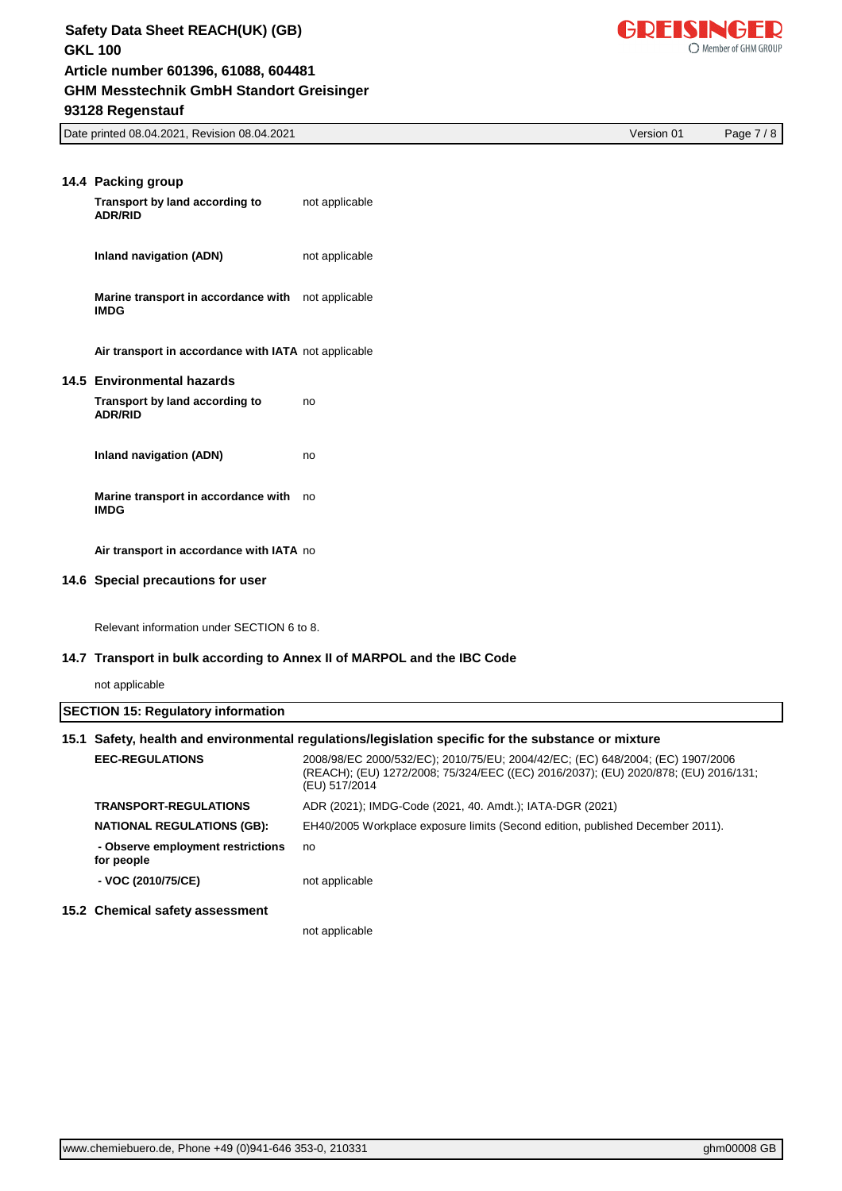### 14.4 Packing group

| | |
|---|---|
| **Transport by land according to ADR/RID** | not applicable |
| **Inland navigation (ADN)** | not applicable |
| **Marine transport in accordance with IMDG** | not applicable |
| **Air transport in accordance with IATA** | not applicable |

### 14.5 Environmental hazards

| | |
|---|---|
| **Transport by land according to ADR/RID** | no |
| **Inland navigation (ADN)** | no |
| **Marine transport in accordance with IMDG** | no |
| **Air transport in accordance with IATA** | no |

### 14.6 Special precautions for user

Relevant information under SECTION 6 to 8.

### 14.7 Transport in bulk according to Annex II of MARPOL and the IBC Code

not applicable

## SECTION 15: Regulatory information

### 15.1 Safety, health and environmental regulations/legislation specific for the substance or mixture

| | |
|---|---|
| **EEC-REGULATIONS** | 2008/98/EC 2000/532/EC); 2010/75/EU; 2004/42/EC; (EC) 648/2004; (EC) 1907/2006 (REACH); (EU) 1272/2008; 75/324/EEC ((EC) 2016/2037); (EU) 2020/878; (EU) 2016/131; (EU) 517/2014 |
| **TRANSPORT-REGULATIONS** | ADR (2021); IMDG-Code (2021, 40. Amdt.); IATA-DGR (2021) |
| **NATIONAL REGULATIONS (GB):** | EH40/2005 Workplace exposure limits (Second edition, published December 2011). |
| **- Observe employment restrictions for people** | no |
| **- VOC (2010/75/CE)** | not applicable |

### 15.2 Chemical safety assessment

not applicable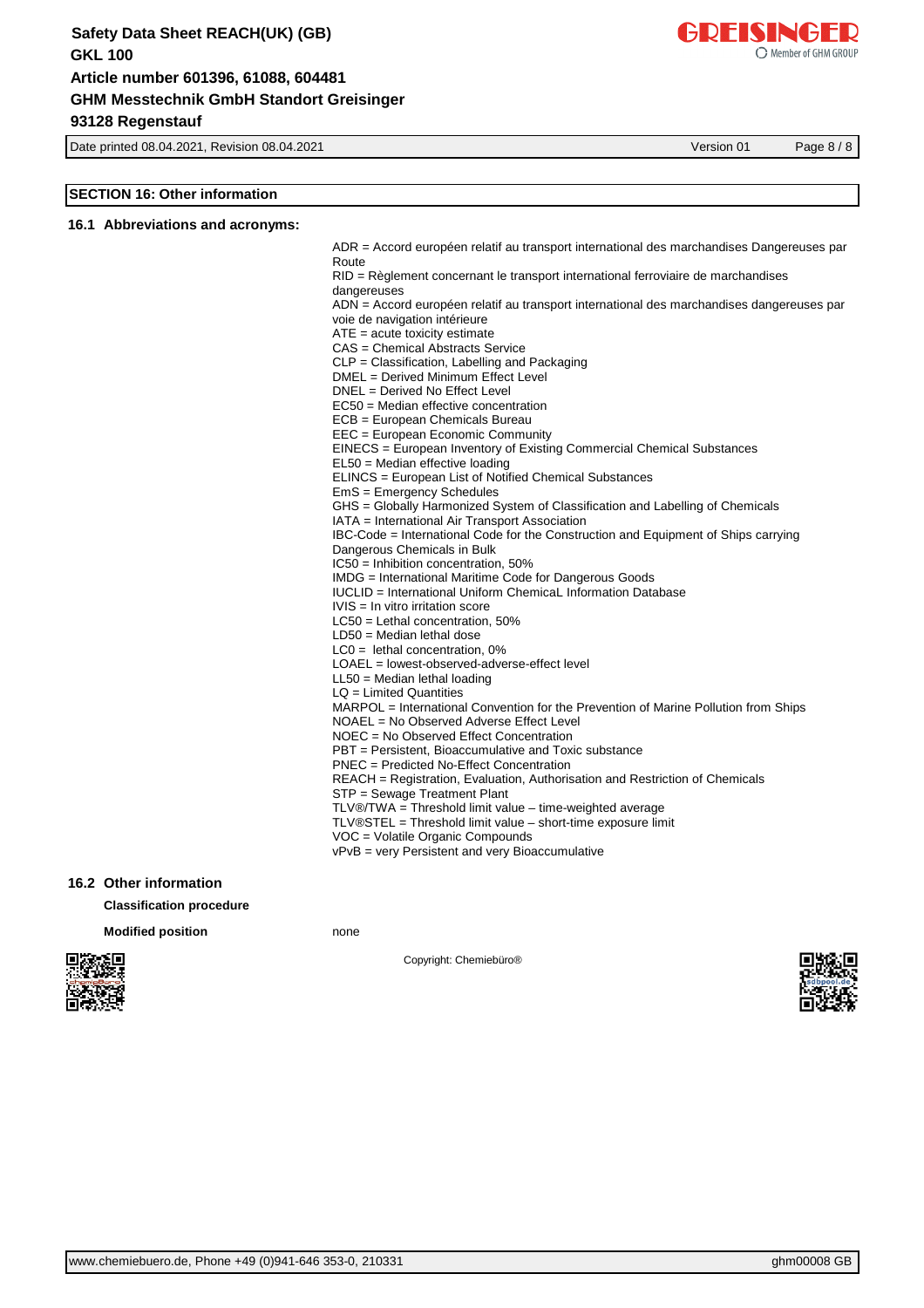## SECTION 16: Other information

### 16.1 Abbreviations and acronyms:

ADR = Accord européen relatif au transport international des marchandises Dangereuses par Route
RID = Règlement concernant le transport international ferroviaire de marchandises dangereuses
ADN = Accord européen relatif au transport international des marchandises dangereuses par voie de navigation intérieure
ATE = acute toxicity estimate
CAS = Chemical Abstracts Service
CLP = Classification, Labelling and Packaging
DMEL = Derived Minimum Effect Level
DNEL = Derived No Effect Level
EC50 = Median effective concentration
ECB = European Chemicals Bureau
EEC = European Economic Community
EINECS = European Inventory of Existing Commercial Chemical Substances
EL50 = Median effective loading
ELINCS = European List of Notified Chemical Substances
EmS = Emergency Schedules
GHS = Globally Harmonized System of Classification and Labelling of Chemicals
IATA = International Air Transport Association
IBC-Code = International Code for the Construction and Equipment of Ships carrying Dangerous Chemicals in Bulk
IC50 = Inhibition concentration, 50%
IMDG = International Maritime Code for Dangerous Goods
IUCLID = International Uniform ChemicaL Information Database
IVIS = In vitro irritation score
LC50 = Lethal concentration, 50%
LD50 = Median lethal dose
LC0 = lethal concentration, 0%
LOAEL = lowest-observed-adverse-effect level
LL50 = Median lethal loading
LQ = Limited Quantities
MARPOL = International Convention for the Prevention of Marine Pollution from Ships
NOAEL = No Observed Adverse Effect Level
NOEC = No Observed Effect Concentration
PBT = Persistent, Bioaccumulative and Toxic substance
PNEC = Predicted No-Effect Concentration
REACH = Registration, Evaluation, Authorisation and Restriction of Chemicals
STP = Sewage Treatment Plant
TLV®/TWA = Threshold limit value – time-weighted average
TLV®STEL = Threshold limit value – short-time exposure limit
VOC = Volatile Organic Compounds
vPvB = very Persistent and very Bioaccumulative

### 16.2 Other information

**Classification procedure**

**Modified position** none

Copyright: Chemiebüro®